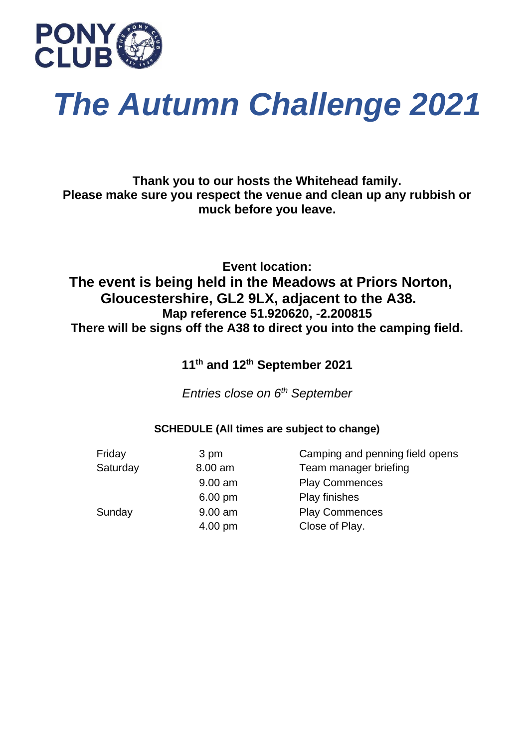PONY CLUB

# *The Autumn Challenge 2021*

**Thank you to our hosts the Whitehead family.**
**Please make sure you respect the venue and clean up any rubbish or muck before you leave.**

**Event location:**
**The event is being held in the Meadows at Priors Norton, Gloucestershire, GL2 9LX, adjacent to the A38.**
**Map reference 51.920620, -2.200815**
**There will be signs off the A38 to direct you into the camping field.**

**11th and 12th September 2021**

*Entries close on 6th September*

**SCHEDULE (All times are subject to change)**

| | | |
|---|---|---|
| Friday | 3 pm | Camping and penning field opens |
| Saturday | 8.00 am | Team manager briefing |
| | 9.00 am | Play Commences |
| | 6.00 pm | Play finishes |
| Sunday | 9.00 am | Play Commences |
| | 4.00 pm | Close of Play. |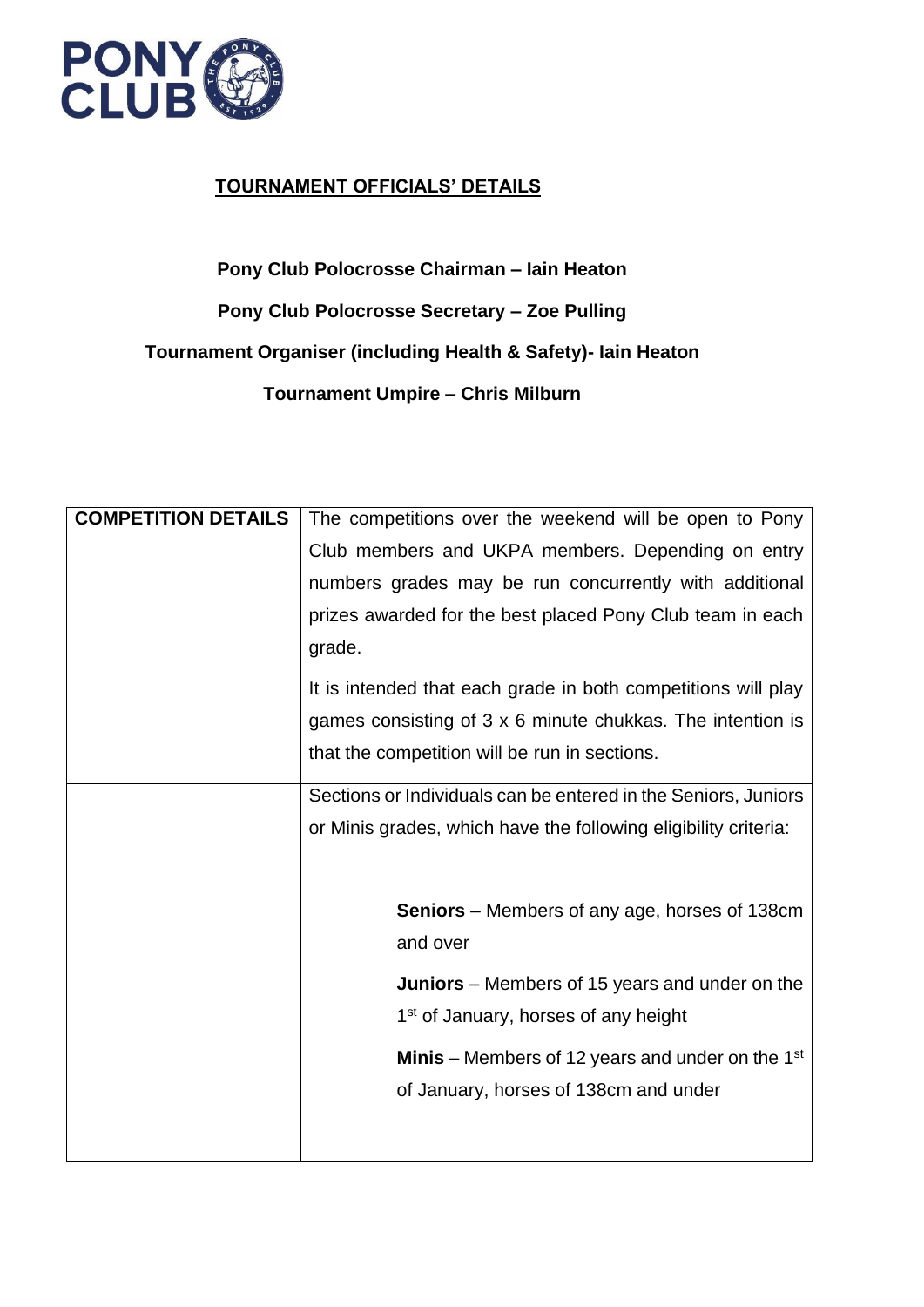## TOURNAMENT OFFICIALS' DETAILS

**Pony Club Polocrosse Chairman – Iain Heaton**

**Pony Club Polocrosse Secretary – Zoe Pulling**

**Tournament Organiser (including Health & Safety)- Iain Heaton**

**Tournament Umpire – Chris Milburn**

| | |
|---|---|
| **COMPETITION DETAILS** | The competitions over the weekend will be open to Pony Club members and UKPA members. Depending on entry numbers grades may be run concurrently with additional prizes awarded for the best placed Pony Club team in each grade.<br><br>It is intended that each grade in both competitions will play games consisting of 3 x 6 minute chukkas. The intention is that the competition will be run in sections. |
| | Sections or Individuals can be entered in the Seniors, Juniors or Minis grades, which have the following eligibility criteria:<br><br>**Seniors** – Members of any age, horses of 138cm and over<br><br>**Juniors** – Members of 15 years and under on the 1st of January, horses of any height<br><br>**Minis** – Members of 12 years and under on the 1st of January, horses of 138cm and under |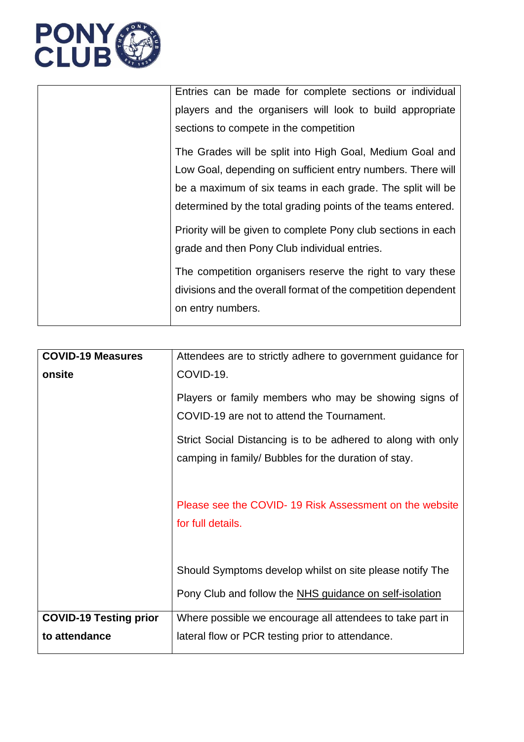| | |
|---|---|
| | Entries can be made for complete sections or individual players and the organisers will look to build appropriate sections to compete in the competition<br><br>The Grades will be split into High Goal, Medium Goal and Low Goal, depending on sufficient entry numbers. There will be a maximum of six teams in each grade. The split will be determined by the total grading points of the teams entered.<br><br>Priority will be given to complete Pony club sections in each grade and then Pony Club individual entries.<br><br>The competition organisers reserve the right to vary these divisions and the overall format of the competition dependent on entry numbers. |

| | |
|---|---|
| **COVID-19 Measures onsite** | Attendees are to strictly adhere to government guidance for COVID-19.<br><br>Players or family members who may be showing signs of COVID-19 are not to attend the Tournament.<br><br>Strict Social Distancing is to be adhered to along with only camping in family/ Bubbles for the duration of stay.<br><br>Please see the COVID- 19 Risk Assessment on the website for full details.<br><br>Should Symptoms develop whilst on site please notify The Pony Club and follow the NHS guidance on self-isolation |
| **COVID-19 Testing prior to attendance** | Where possible we encourage all attendees to take part in lateral flow or PCR testing prior to attendance. |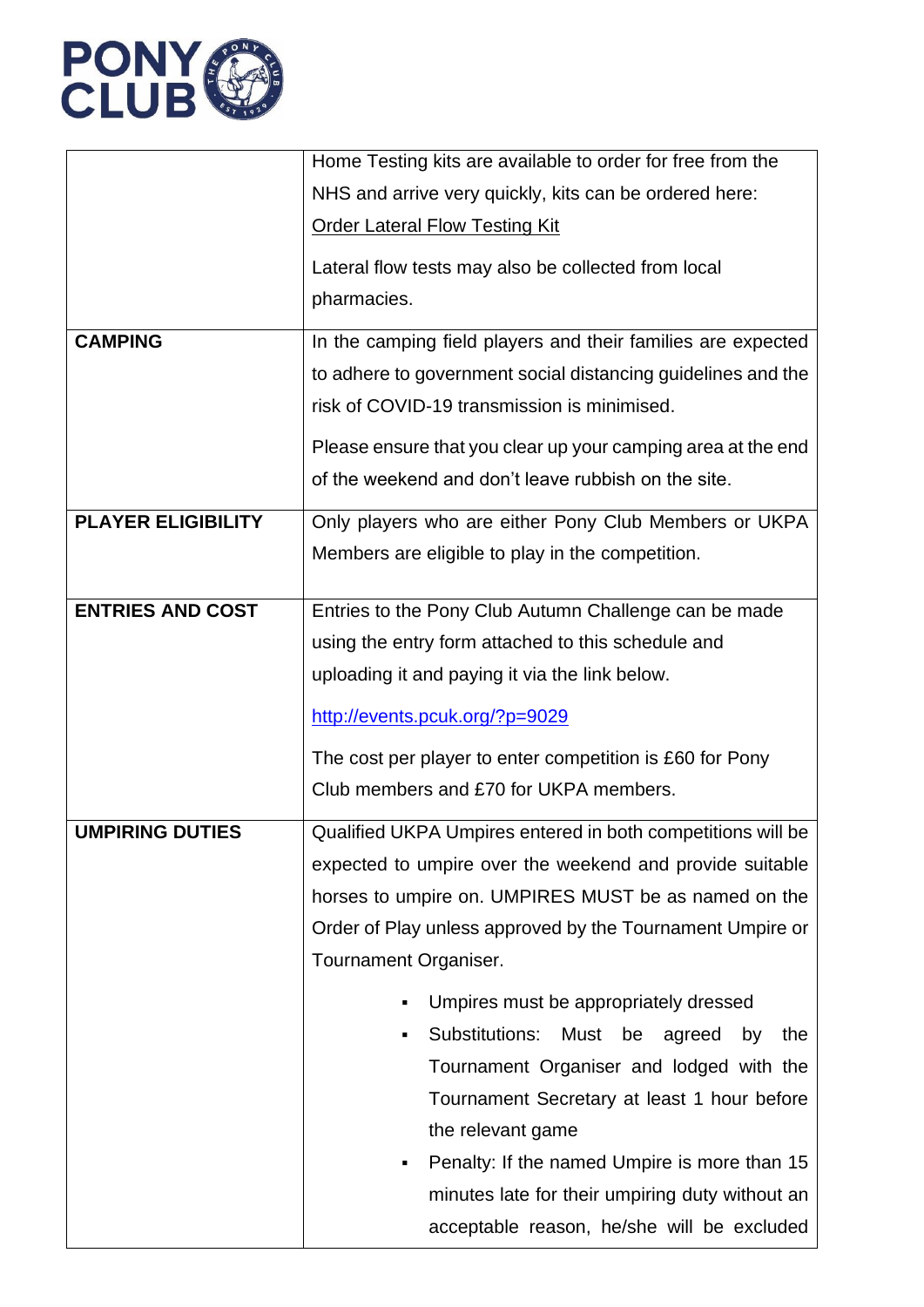| | |
|---|---|
| | Home Testing kits are available to order for free from the NHS and arrive very quickly, kits can be ordered here: [Order Lateral Flow Testing Kit]()<br><br>Lateral flow tests may also be collected from local pharmacies. |
| **CAMPING** | In the camping field players and their families are expected to adhere to government social distancing guidelines and the risk of COVID-19 transmission is minimised.<br><br>Please ensure that you clear up your camping area at the end of the weekend and don't leave rubbish on the site. |
| **PLAYER ELIGIBILITY** | Only players who are either Pony Club Members or UKPA Members are eligible to play in the competition. |
| **ENTRIES AND COST** | Entries to the Pony Club Autumn Challenge can be made using the entry form attached to this schedule and uploading it and paying it via the link below.<br><br>[http://events.pcuk.org/?p=9029](http://events.pcuk.org/?p=9029)<br><br>The cost per player to enter competition is £60 for Pony Club members and £70 for UKPA members. |
| **UMPIRING DUTIES** | Qualified UKPA Umpires entered in both competitions will be expected to umpire over the weekend and provide suitable horses to umpire on. UMPIRES MUST be as named on the Order of Play unless approved by the Tournament Umpire or Tournament Organiser.<br><br>▪ Umpires must be appropriately dressed<br>▪ Substitutions: Must be agreed by the Tournament Organiser and lodged with the Tournament Secretary at least 1 hour before the relevant game<br>▪ Penalty: If the named Umpire is more than 15 minutes late for their umpiring duty without an acceptable reason, he/she will be excluded |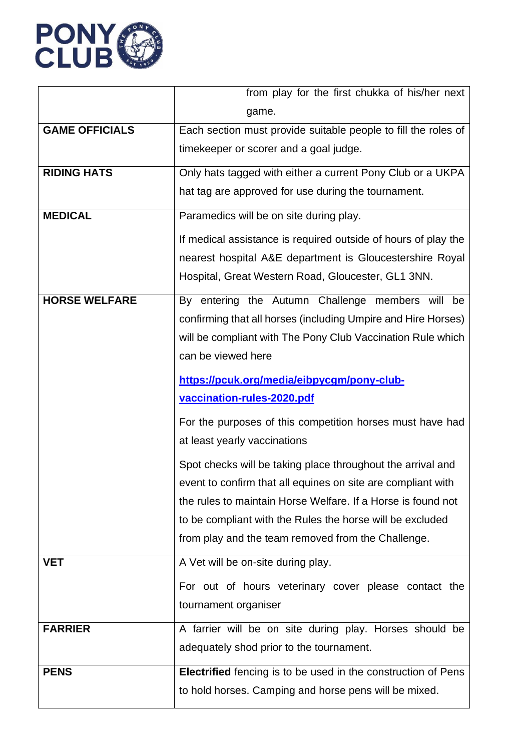| | |
|---|---|
| | from play for the first chukka of his/her next game. |
| **GAME OFFICIALS** | Each section must provide suitable people to fill the roles of timekeeper or scorer and a goal judge. |
| **RIDING HATS** | Only hats tagged with either a current Pony Club or a UKPA hat tag are approved for use during the tournament. |
| **MEDICAL** | Paramedics will be on site during play.<br><br>If medical assistance is required outside of hours of play the nearest hospital A&E department is Gloucestershire Royal Hospital, Great Western Road, Gloucester, GL1 3NN. |
| **HORSE WELFARE** | By entering the Autumn Challenge members will be confirming that all horses (including Umpire and Hire Horses) will be compliant with The Pony Club Vaccination Rule which can be viewed here<br><br>https://pcuk.org/media/eibpycgm/pony-club-vaccination-rules-2020.pdf<br><br>For the purposes of this competition horses must have had at least yearly vaccinations<br><br>Spot checks will be taking place throughout the arrival and event to confirm that all equines on site are compliant with the rules to maintain Horse Welfare. If a Horse is found not to be compliant with the Rules the horse will be excluded from play and the team removed from the Challenge. |
| **VET** | A Vet will be on-site during play.<br><br>For out of hours veterinary cover please contact the tournament organiser |
| **FARRIER** | A farrier will be on site during play. Horses should be adequately shod prior to the tournament. |
| **PENS** | **Electrified** fencing is to be used in the construction of Pens to hold horses. Camping and horse pens will be mixed. |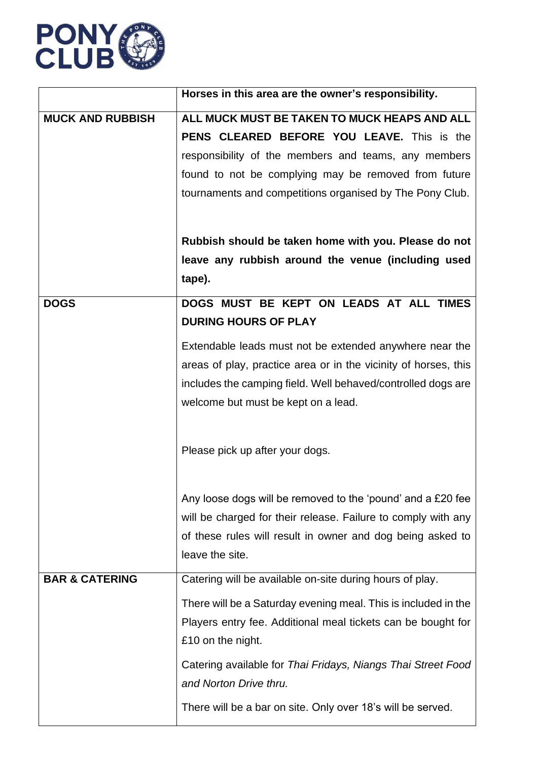| | |
|---|---|
| | **Horses in this area are the owner's responsibility.** |
| **MUCK AND RUBBISH** | **ALL MUCK MUST BE TAKEN TO MUCK HEAPS AND ALL PENS CLEARED BEFORE YOU LEAVE.** This is the responsibility of the members and teams, any members found to not be complying may be removed from future tournaments and competitions organised by The Pony Club.<br><br>**Rubbish should be taken home with you. Please do not leave any rubbish around the venue (including used tape).** |
| **DOGS** | **DOGS MUST BE KEPT ON LEADS AT ALL TIMES DURING HOURS OF PLAY**<br><br>Extendable leads must not be extended anywhere near the areas of play, practice area or in the vicinity of horses, this includes the camping field. Well behaved/controlled dogs are welcome but must be kept on a lead.<br><br>Please pick up after your dogs.<br><br>Any loose dogs will be removed to the 'pound' and a £20 fee will be charged for their release. Failure to comply with any of these rules will result in owner and dog being asked to leave the site. |
| **BAR & CATERING** | Catering will be available on-site during hours of play.<br><br>There will be a Saturday evening meal. This is included in the Players entry fee. Additional meal tickets can be bought for £10 on the night.<br><br>Catering available for *Thai Fridays, Niangs Thai Street Food and Norton Drive thru.*<br><br>There will be a bar on site. Only over 18's will be served. |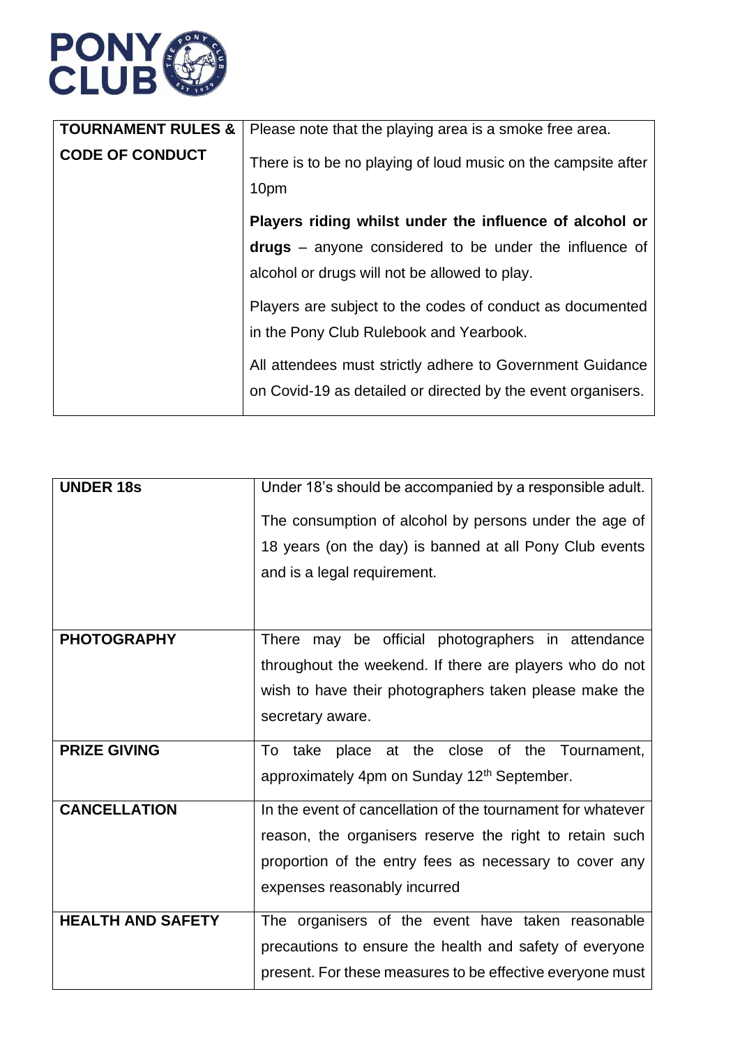| TOURNAMENT RULES & CODE OF CONDUCT | Please note that the playing area is a smoke free area. There is to be no playing of loud music on the campsite after 10pm **Players riding whilst under the influence of alcohol or drugs** – anyone considered to be under the influence of alcohol or drugs will not be allowed to play. Players are subject to the codes of conduct as documented in the Pony Club Rulebook and Yearbook. All attendees must strictly adhere to Government Guidance on Covid-19 as detailed or directed by the event organisers. |
|---|---|

| UNDER 18s | Under 18's should be accompanied by a responsible adult. The consumption of alcohol by persons under the age of 18 years (on the day) is banned at all Pony Club events and is a legal requirement. |
|---|---|
| PHOTOGRAPHY | There may be official photographers in attendance throughout the weekend. If there are players who do not wish to have their photographers taken please make the secretary aware. |
| PRIZE GIVING | To take place at the close of the Tournament, approximately 4pm on Sunday 12th September. |
| CANCELLATION | In the event of cancellation of the tournament for whatever reason, the organisers reserve the right to retain such proportion of the entry fees as necessary to cover any expenses reasonably incurred |
| HEALTH AND SAFETY | The organisers of the event have taken reasonable precautions to ensure the health and safety of everyone present. For these measures to be effective everyone must |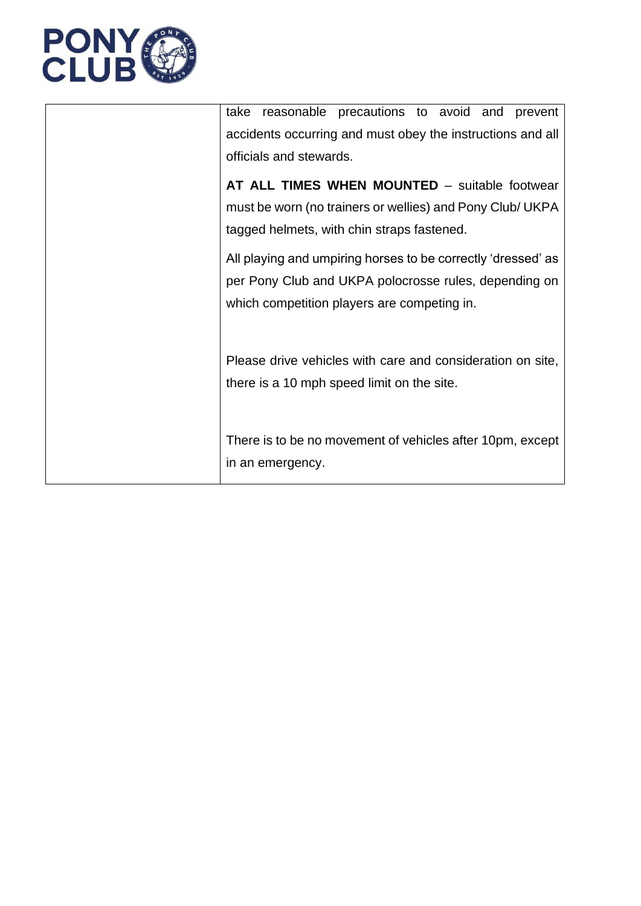| | |
|---|---|
| | take reasonable precautions to avoid and prevent accidents occurring and must obey the instructions and all officials and stewards.<br><br>**AT ALL TIMES WHEN MOUNTED** – suitable footwear must be worn (no trainers or wellies) and Pony Club/ UKPA tagged helmets, with chin straps fastened.<br><br>All playing and umpiring horses to be correctly 'dressed' as per Pony Club and UKPA polocrosse rules, depending on which competition players are competing in.<br><br>Please drive vehicles with care and consideration on site, there is a 10 mph speed limit on the site.<br><br>There is to be no movement of vehicles after 10pm, except in an emergency. |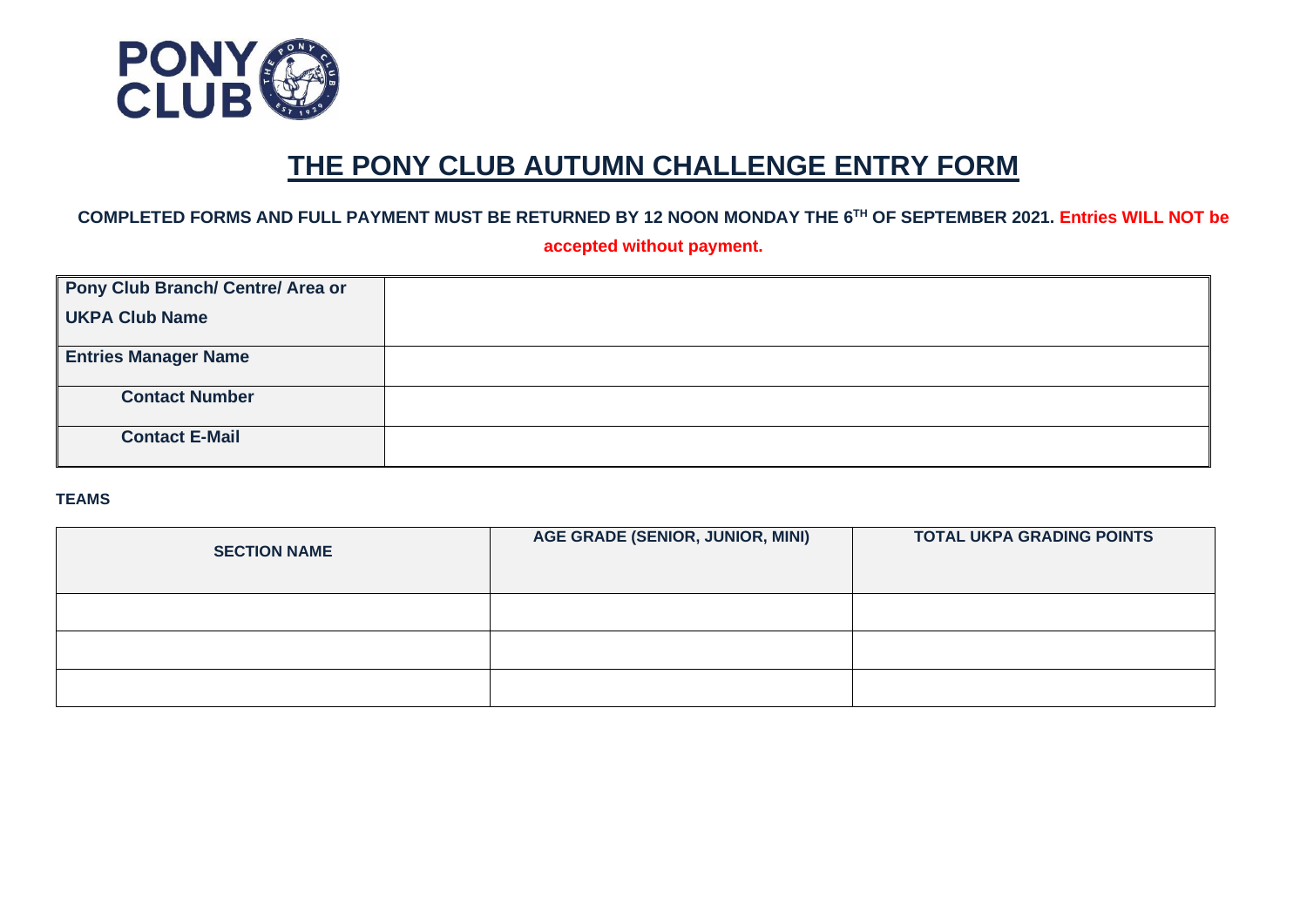# THE PONY CLUB AUTUMN CHALLENGE ENTRY FORM

**COMPLETED FORMS AND FULL PAYMENT MUST BE RETURNED BY 12 NOON MONDAY THE 6[TH] OF SEPTEMBER 2021. Entries WILL NOT be accepted without payment.**

| | |
|---|---|
| **Pony Club Branch/ Centre/ Area or UKPA Club Name** | |
| **Entries Manager Name** | |
| **Contact Number** | |
| **Contact E-Mail** | |

**TEAMS**

| SECTION NAME | AGE GRADE (SENIOR, JUNIOR, MINI) | TOTAL UKPA GRADING POINTS |
|---|---|---|
| | | |
| | | |
| | | |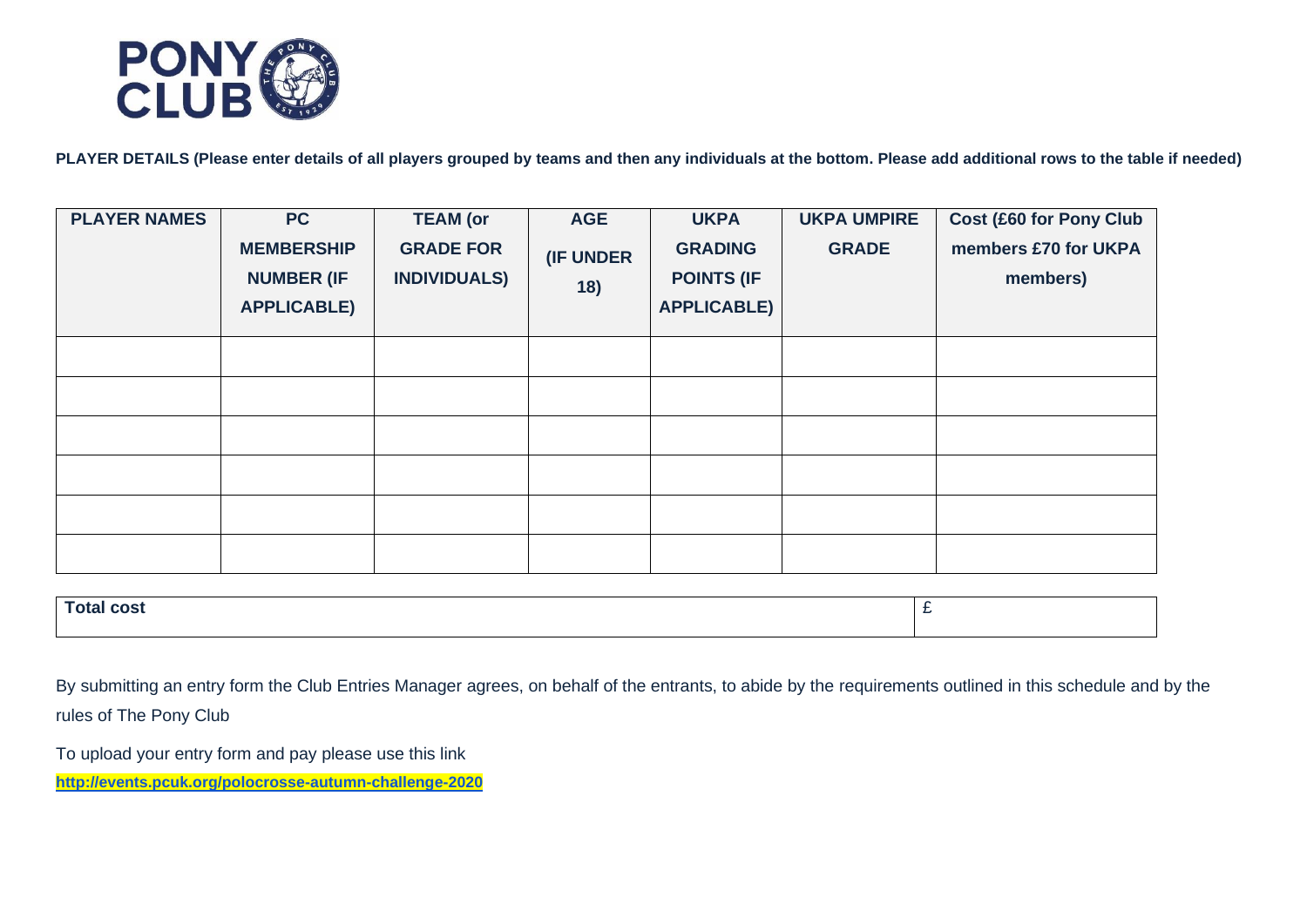**PLAYER DETAILS (Please enter details of all players grouped by teams and then any individuals at the bottom. Please add additional rows to the table if needed)**

| PLAYER NAMES | PC MEMBERSHIP NUMBER (IF APPLICABLE) | TEAM (or GRADE FOR INDIVIDUALS) | AGE (IF UNDER 18) | UKPA GRADING POINTS (IF APPLICABLE) | UKPA UMPIRE GRADE | Cost (£60 for Pony Club members £70 for UKPA members) |
|---|---|---|---|---|---|---|
| | | | | | | |
| | | | | | | |
| | | | | | | |
| | | | | | | |
| | | | | | | |
| | | | | | | |

| | |
|---|---|
| **Total cost** | £ |

By submitting an entry form the Club Entries Manager agrees, on behalf of the entrants, to abide by the requirements outlined in this schedule and by the rules of The Pony Club

To upload your entry form and pay please use this link

**http://events.pcuk.org/polocrosse-autumn-challenge-2020**